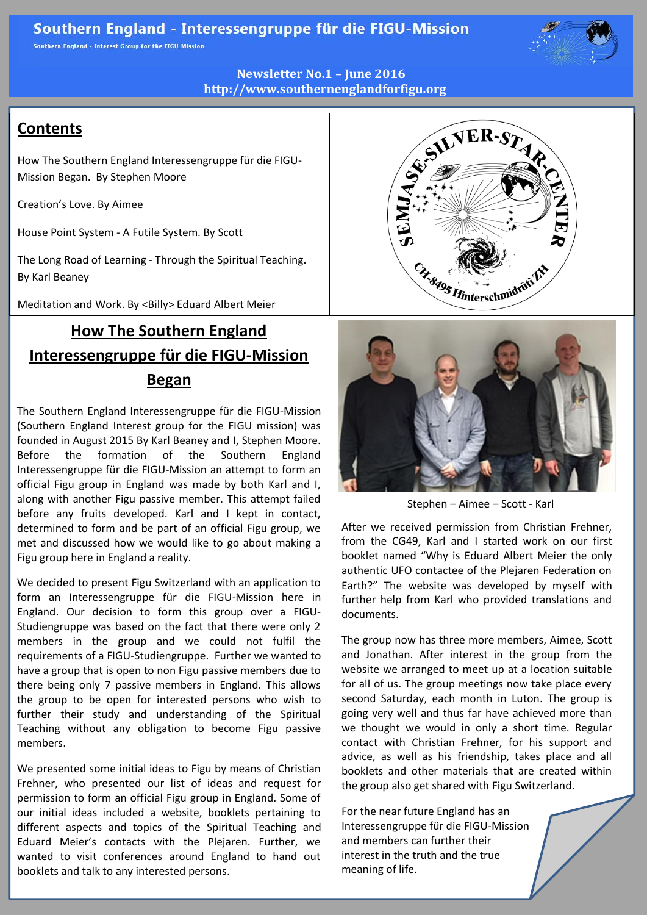# Southern England - Interessengruppe für die FIGU-Mission

Southern England - Interest Group for the FIGU Mission

**Newsletter No.1 – June 2016**
**http://www.southernenglandforfigu.org**

## Contents

How The Southern England Interessengruppe für die FIGU-Mission Began. By Stephen Moore

Creation's Love. By Aimee

House Point System - A Futile System. By Scott

The Long Road of Learning - Through the Spiritual Teaching. By Karl Beaney

Meditation and Work. By <Billy> Eduard Albert Meier

## How The Southern England Interessengruppe für die FIGU-Mission Began

The Southern England Interessengruppe für die FIGU-Mission (Southern England Interest group for the FIGU mission) was founded in August 2015 By Karl Beaney and I, Stephen Moore. Before the formation of the Southern England Interessengruppe für die FIGU-Mission an attempt to form an official Figu group in England was made by both Karl and I, along with another Figu passive member. This attempt failed before any fruits developed. Karl and I kept in contact, determined to form and be part of an official Figu group, we met and discussed how we would like to go about making a Figu group here in England a reality.

We decided to present Figu Switzerland with an application to form an Interessengruppe für die FIGU-Mission here in England. Our decision to form this group over a FIGU-Studiengruppe was based on the fact that there were only 2 members in the group and we could not fulfil the requirements of a FIGU-Studiengruppe. Further we wanted to have a group that is open to non Figu passive members due to there being only 7 passive members in England. This allows the group to be open for interested persons who wish to further their study and understanding of the Spiritual Teaching without any obligation to become Figu passive members.

We presented some initial ideas to Figu by means of Christian Frehner, who presented our list of ideas and request for permission to form an official Figu group in England. Some of our initial ideas included a website, booklets pertaining to different aspects and topics of the Spiritual Teaching and Eduard Meier's contacts with the Plejaren. Further, we wanted to visit conferences around England to hand out booklets and talk to any interested persons.

Stephen – Aimee – Scott - Karl

After we received permission from Christian Frehner, from the CG49, Karl and I started work on our first booklet named "Why is Eduard Albert Meier the only authentic UFO contactee of the Plejaren Federation on Earth?" The website was developed by myself with further help from Karl who provided translations and documents.

The group now has three more members, Aimee, Scott and Jonathan. After interest in the group from the website we arranged to meet up at a location suitable for all of us. The group meetings now take place every second Saturday, each month in Luton. The group is going very well and thus far have achieved more than we thought we would in only a short time. Regular contact with Christian Frehner, for his support and advice, as well as his friendship, takes place and all booklets and other materials that are created within the group also get shared with Figu Switzerland.

For the near future England has an Interessengruppe für die FIGU-Mission and members can further their interest in the truth and the true meaning of life.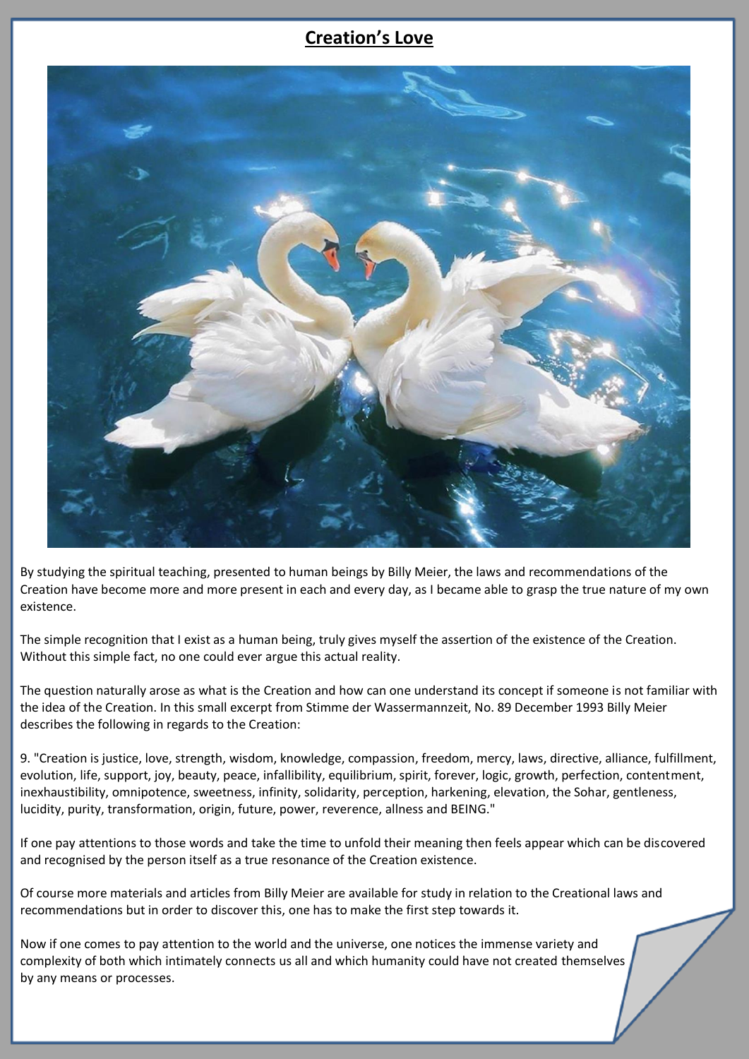# Creation's Love

By studying the spiritual teaching, presented to human beings by Billy Meier, the laws and recommendations of the Creation have become more and more present in each and every day, as I became able to grasp the true nature of my own existence.

The simple recognition that I exist as a human being, truly gives myself the assertion of the existence of the Creation. Without this simple fact, no one could ever argue this actual reality.

The question naturally arose as what is the Creation and how can one understand its concept if someone is not familiar with the idea of the Creation. In this small excerpt from Stimme der Wassermannzeit, No. 89 December 1993 Billy Meier describes the following in regards to the Creation:

9. "Creation is justice, love, strength, wisdom, knowledge, compassion, freedom, mercy, laws, directive, alliance, fulfillment, evolution, life, support, joy, beauty, peace, infallibility, equilibrium, spirit, forever, logic, growth, perfection, contentment, inexhaustibility, omnipotence, sweetness, infinity, solidarity, perception, harkening, elevation, the Sohar, gentleness, lucidity, purity, transformation, origin, future, power, reverence, allness and BEING."

If one pay attentions to those words and take the time to unfold their meaning then feels appear which can be discovered and recognised by the person itself as a true resonance of the Creation existence.

Of course more materials and articles from Billy Meier are available for study in relation to the Creational laws and recommendations but in order to discover this, one has to make the first step towards it.

Now if one comes to pay attention to the world and the universe, one notices the immense variety and complexity of both which intimately connects us all and which humanity could have not created themselves by any means or processes.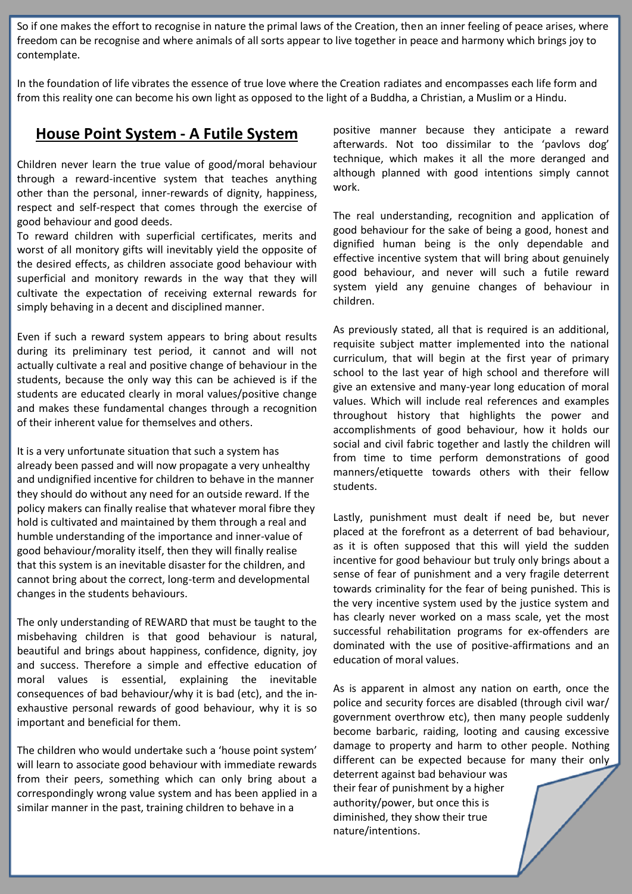So if one makes the effort to recognise in nature the primal laws of the Creation, then an inner feeling of peace arises, where freedom can be recognise and where animals of all sorts appear to live together in peace and harmony which brings joy to contemplate.

In the foundation of life vibrates the essence of true love where the Creation radiates and encompasses each life form and from this reality one can become his own light as opposed to the light of a Buddha, a Christian, a Muslim or a Hindu.

## House Point System - A Futile System

Children never learn the true value of good/moral behaviour through a reward-incentive system that teaches anything other than the personal, inner-rewards of dignity, happiness, respect and self-respect that comes through the exercise of good behaviour and good deeds.
To reward children with superficial certificates, merits and worst of all monitory gifts will inevitably yield the opposite of the desired effects, as children associate good behaviour with superficial and monitory rewards in the way that they will cultivate the expectation of receiving external rewards for simply behaving in a decent and disciplined manner.

Even if such a reward system appears to bring about results during its preliminary test period, it cannot and will not actually cultivate a real and positive change of behaviour in the students, because the only way this can be achieved is if the students are educated clearly in moral values/positive change and makes these fundamental changes through a recognition of their inherent value for themselves and others.

It is a very unfortunate situation that such a system has already been passed and will now propagate a very unhealthy and undignified incentive for children to behave in the manner they should do without any need for an outside reward. If the policy makers can finally realise that whatever moral fibre they hold is cultivated and maintained by them through a real and humble understanding of the importance and inner-value of good behaviour/morality itself, then they will finally realise that this system is an inevitable disaster for the children, and cannot bring about the correct, long-term and developmental changes in the students behaviours.

The only understanding of REWARD that must be taught to the misbehaving children is that good behaviour is natural, beautiful and brings about happiness, confidence, dignity, joy and success. Therefore a simple and effective education of moral values is essential, explaining the inevitable consequences of bad behaviour/why it is bad (etc), and the in-exhaustive personal rewards of good behaviour, why it is so important and beneficial for them.

The children who would undertake such a 'house point system' will learn to associate good behaviour with immediate rewards from their peers, something which can only bring about a correspondingly wrong value system and has been applied in a similar manner in the past, training children to behave in a positive manner because they anticipate a reward afterwards. Not too dissimilar to the 'pavlovs dog' technique, which makes it all the more deranged and although planned with good intentions simply cannot work.

The real understanding, recognition and application of good behaviour for the sake of being a good, honest and dignified human being is the only dependable and effective incentive system that will bring about genuinely good behaviour, and never will such a futile reward system yield any genuine changes of behaviour in children.

As previously stated, all that is required is an additional, requisite subject matter implemented into the national curriculum, that will begin at the first year of primary school to the last year of high school and therefore will give an extensive and many-year long education of moral values. Which will include real references and examples throughout history that highlights the power and accomplishments of good behaviour, how it holds our social and civil fabric together and lastly the children will from time to time perform demonstrations of good manners/etiquette towards others with their fellow students.

Lastly, punishment must dealt if need be, but never placed at the forefront as a deterrent of bad behaviour, as it is often supposed that this will yield the sudden incentive for good behaviour but truly only brings about a sense of fear of punishment and a very fragile deterrent towards criminality for the fear of being punished. This is the very incentive system used by the justice system and has clearly never worked on a mass scale, yet the most successful rehabilitation programs for ex-offenders are dominated with the use of positive-affirmations and an education of moral values.

As is apparent in almost any nation on earth, once the police and security forces are disabled (through civil war/ government overthrow etc), then many people suddenly become barbaric, raiding, looting and causing excessive damage to property and harm to other people. Nothing different can be expected because for many their only deterrent against bad behaviour was their fear of punishment by a higher authority/power, but once this is diminished, they show their true nature/intentions.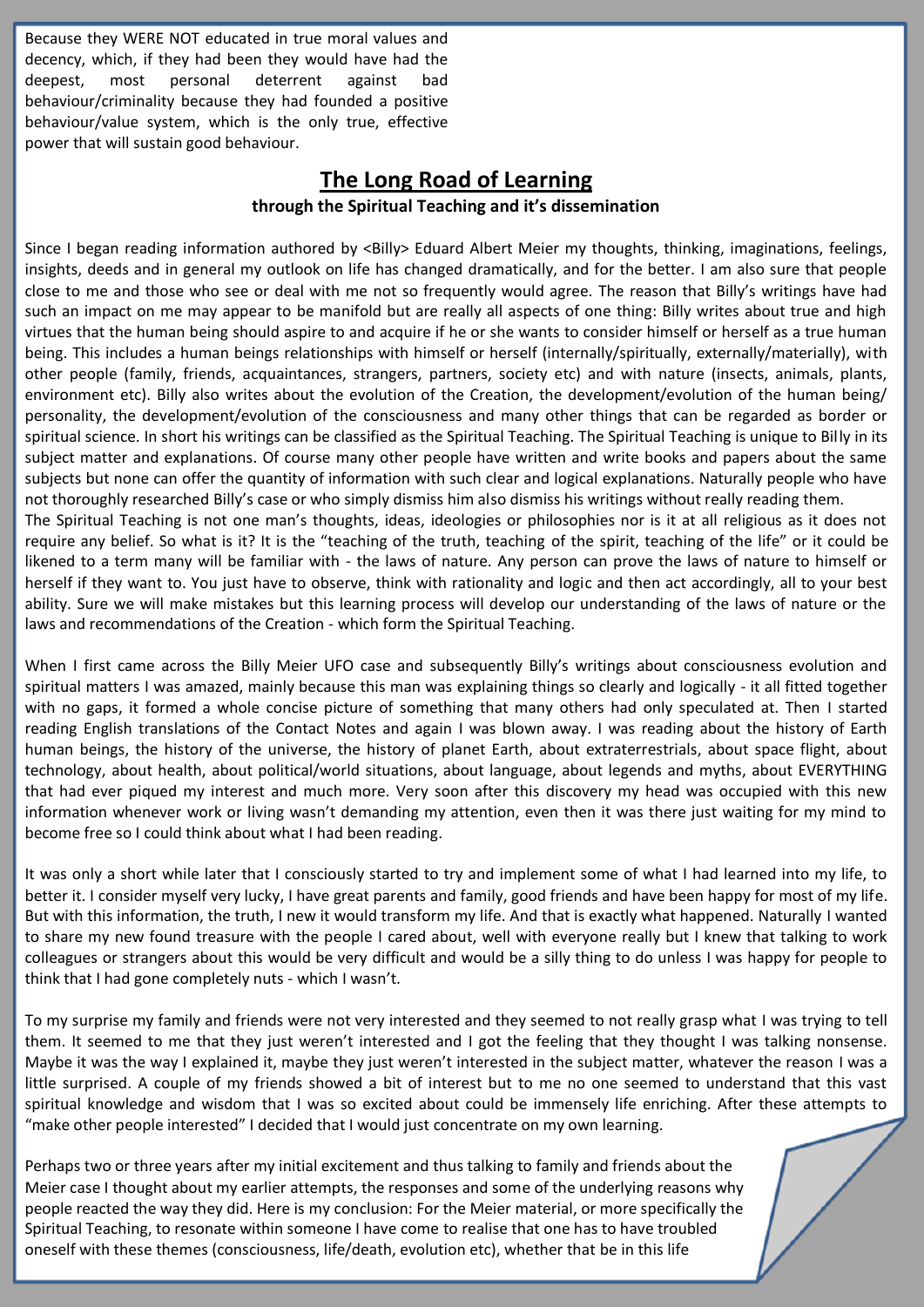Because they WERE NOT educated in true moral values and decency, which, if they had been they would have had the deepest, most personal deterrent against bad behaviour/criminality because they had founded a positive behaviour/value system, which is the only true, effective power that will sustain good behaviour.

## The Long Road of Learning

**through the Spiritual Teaching and it's dissemination**

Since I began reading information authored by <Billy> Eduard Albert Meier my thoughts, thinking, imaginations, feelings, insights, deeds and in general my outlook on life has changed dramatically, and for the better. I am also sure that people close to me and those who see or deal with me not so frequently would agree. The reason that Billy's writings have had such an impact on me may appear to be manifold but are really all aspects of one thing: Billy writes about true and high virtues that the human being should aspire to and acquire if he or she wants to consider himself or herself as a true human being. This includes a human beings relationships with himself or herself (internally/spiritually, externally/materially), with other people (family, friends, acquaintances, strangers, partners, society etc) and with nature (insects, animals, plants, environment etc). Billy also writes about the evolution of the Creation, the development/evolution of the human being/ personality, the development/evolution of the consciousness and many other things that can be regarded as border or spiritual science. In short his writings can be classified as the Spiritual Teaching. The Spiritual Teaching is unique to Billy in its subject matter and explanations. Of course many other people have written and write books and papers about the same subjects but none can offer the quantity of information with such clear and logical explanations. Naturally people who have not thoroughly researched Billy's case or who simply dismiss him also dismiss his writings without really reading them.
The Spiritual Teaching is not one man's thoughts, ideas, ideologies or philosophies nor is it at all religious as it does not require any belief. So what is it? It is the "teaching of the truth, teaching of the spirit, teaching of the life" or it could be likened to a term many will be familiar with - the laws of nature. Any person can prove the laws of nature to himself or herself if they want to. You just have to observe, think with rationality and logic and then act accordingly, all to your best ability. Sure we will make mistakes but this learning process will develop our understanding of the laws of nature or the laws and recommendations of the Creation - which form the Spiritual Teaching.

When I first came across the Billy Meier UFO case and subsequently Billy's writings about consciousness evolution and spiritual matters I was amazed, mainly because this man was explaining things so clearly and logically - it all fitted together with no gaps, it formed a whole concise picture of something that many others had only speculated at. Then I started reading English translations of the Contact Notes and again I was blown away. I was reading about the history of Earth human beings, the history of the universe, the history of planet Earth, about extraterrestrials, about space flight, about technology, about health, about political/world situations, about language, about legends and myths, about EVERYTHING that had ever piqued my interest and much more. Very soon after this discovery my head was occupied with this new information whenever work or living wasn't demanding my attention, even then it was there just waiting for my mind to become free so I could think about what I had been reading.

It was only a short while later that I consciously started to try and implement some of what I had learned into my life, to better it. I consider myself very lucky, I have great parents and family, good friends and have been happy for most of my life. But with this information, the truth, I new it would transform my life. And that is exactly what happened. Naturally I wanted to share my new found treasure with the people I cared about, well with everyone really but I knew that talking to work colleagues or strangers about this would be very difficult and would be a silly thing to do unless I was happy for people to think that I had gone completely nuts - which I wasn't.

To my surprise my family and friends were not very interested and they seemed to not really grasp what I was trying to tell them. It seemed to me that they just weren't interested and I got the feeling that they thought I was talking nonsense. Maybe it was the way I explained it, maybe they just weren't interested in the subject matter, whatever the reason I was a little surprised. A couple of my friends showed a bit of interest but to me no one seemed to understand that this vast spiritual knowledge and wisdom that I was so excited about could be immensely life enriching. After these attempts to "make other people interested" I decided that I would just concentrate on my own learning.

Perhaps two or three years after my initial excitement and thus talking to family and friends about the Meier case I thought about my earlier attempts, the responses and some of the underlying reasons why people reacted the way they did. Here is my conclusion: For the Meier material, or more specifically the Spiritual Teaching, to resonate within someone I have come to realise that one has to have troubled oneself with these themes (consciousness, life/death, evolution etc), whether that be in this life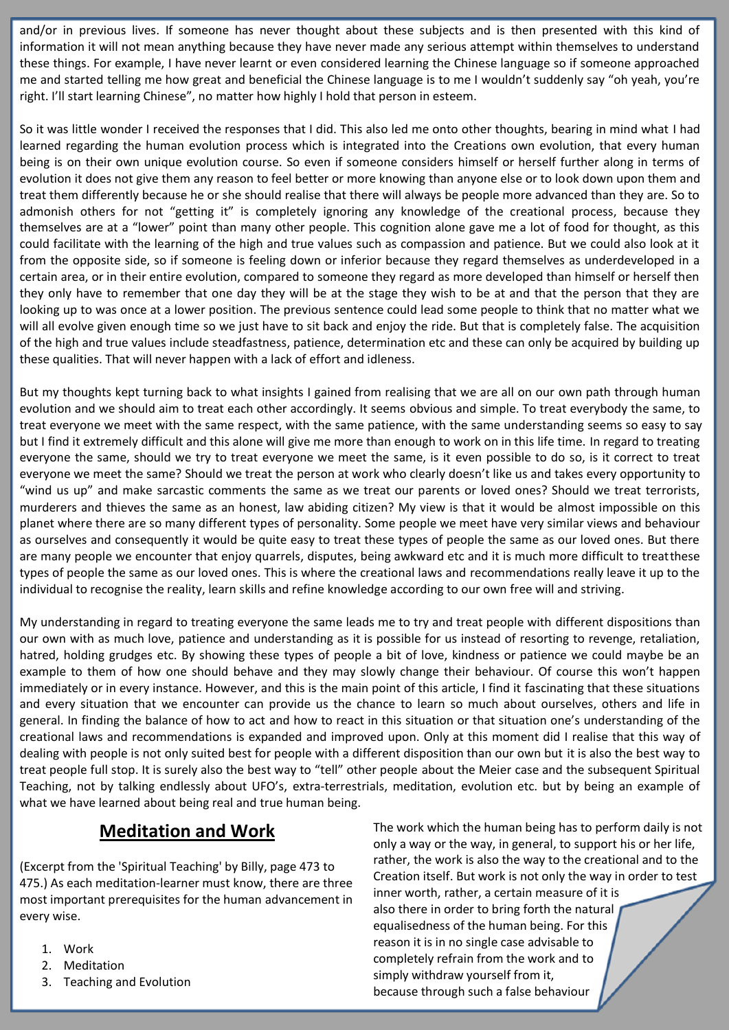and/or in previous lives. If someone has never thought about these subjects and is then presented with this kind of information it will not mean anything because they have never made any serious attempt within themselves to understand these things. For example, I have never learnt or even considered learning the Chinese language so if someone approached me and started telling me how great and beneficial the Chinese language is to me I wouldn't suddenly say "oh yeah, you're right. I'll start learning Chinese", no matter how highly I hold that person in esteem.

So it was little wonder I received the responses that I did. This also led me onto other thoughts, bearing in mind what I had learned regarding the human evolution process which is integrated into the Creations own evolution, that every human being is on their own unique evolution course. So even if someone considers himself or herself further along in terms of evolution it does not give them any reason to feel better or more knowing than anyone else or to look down upon them and treat them differently because he or she should realise that there will always be people more advanced than they are. So to admonish others for not "getting it" is completely ignoring any knowledge of the creational process, because they themselves are at a "lower" point than many other people. This cognition alone gave me a lot of food for thought, as this could facilitate with the learning of the high and true values such as compassion and patience. But we could also look at it from the opposite side, so if someone is feeling down or inferior because they regard themselves as underdeveloped in a certain area, or in their entire evolution, compared to someone they regard as more developed than himself or herself then they only have to remember that one day they will be at the stage they wish to be at and that the person that they are looking up to was once at a lower position. The previous sentence could lead some people to think that no matter what we will all evolve given enough time so we just have to sit back and enjoy the ride. But that is completely false. The acquisition of the high and true values include steadfastness, patience, determination etc and these can only be acquired by building up these qualities. That will never happen with a lack of effort and idleness.

But my thoughts kept turning back to what insights I gained from realising that we are all on our own path through human evolution and we should aim to treat each other accordingly. It seems obvious and simple. To treat everybody the same, to treat everyone we meet with the same respect, with the same patience, with the same understanding seems so easy to say but I find it extremely difficult and this alone will give me more than enough to work on in this life time. In regard to treating everyone the same, should we try to treat everyone we meet the same, is it even possible to do so, is it correct to treat everyone we meet the same? Should we treat the person at work who clearly doesn't like us and takes every opportunity to "wind us up" and make sarcastic comments the same as we treat our parents or loved ones? Should we treat terrorists, murderers and thieves the same as an honest, law abiding citizen? My view is that it would be almost impossible on this planet where there are so many different types of personality. Some people we meet have very similar views and behaviour as ourselves and consequently it would be quite easy to treat these types of people the same as our loved ones. But there are many people we encounter that enjoy quarrels, disputes, being awkward etc and it is much more difficult to treat these types of people the same as our loved ones. This is where the creational laws and recommendations really leave it up to the individual to recognise the reality, learn skills and refine knowledge according to our own free will and striving.

My understanding in regard to treating everyone the same leads me to try and treat people with different dispositions than our own with as much love, patience and understanding as it is possible for us instead of resorting to revenge, retaliation, hatred, holding grudges etc. By showing these types of people a bit of love, kindness or patience we could maybe be an example to them of how one should behave and they may slowly change their behaviour. Of course this won't happen immediately or in every instance. However, and this is the main point of this article, I find it fascinating that these situations and every situation that we encounter can provide us the chance to learn so much about ourselves, others and life in general. In finding the balance of how to act and how to react in this situation or that situation one's understanding of the creational laws and recommendations is expanded and improved upon. Only at this moment did I realise that this way of dealing with people is not only suited best for people with a different disposition than our own but it is also the best way to treat people full stop. It is surely also the best way to "tell" other people about the Meier case and the subsequent Spiritual Teaching, not by talking endlessly about UFO's, extra-terrestrials, meditation, evolution etc. but by being an example of what we have learned about being real and true human being.

## Meditation and Work

(Excerpt from the 'Spiritual Teaching' by Billy, page 473 to 475.) As each meditation-learner must know, there are three most important prerequisites for the human advancement in every wise.

1. Work
2. Meditation
3. Teaching and Evolution

The work which the human being has to perform daily is not only a way or the way, in general, to support his or her life, rather, the work is also the way to the creational and to the Creation itself. But work is not only the way in order to test inner worth, rather, a certain measure of it is also there in order to bring forth the natural equalisedness of the human being. For this reason it is in no single case advisable to completely refrain from the work and to simply withdraw yourself from it, because through such a false behaviour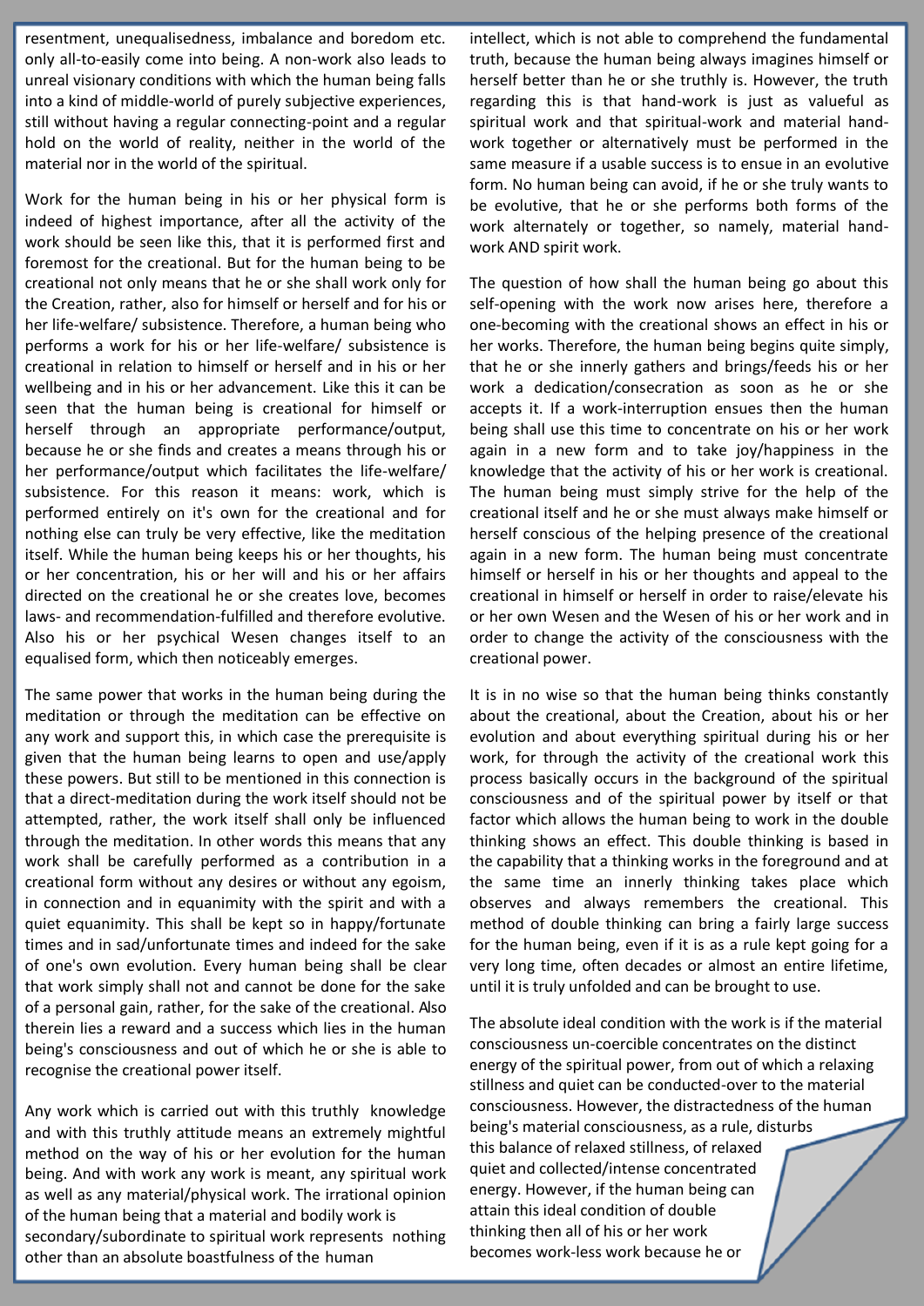resentment, unequalisedness, imbalance and boredom etc. only all-to-easily come into being. A non-work also leads to unreal visionary conditions with which the human being falls into a kind of middle-world of purely subjective experiences, still without having a regular connecting-point and a regular hold on the world of reality, neither in the world of the material nor in the world of the spiritual.

Work for the human being in his or her physical form is indeed of highest importance, after all the activity of the work should be seen like this, that it is performed first and foremost for the creational. But for the human being to be creational not only means that he or she shall work only for the Creation, rather, also for himself or herself and for his or her life-welfare/ subsistence. Therefore, a human being who performs a work for his or her life-welfare/ subsistence is creational in relation to himself or herself and in his or her wellbeing and in his or her advancement. Like this it can be seen that the human being is creational for himself or herself through an appropriate performance/output, because he or she finds and creates a means through his or her performance/output which facilitates the life-welfare/ subsistence. For this reason it means: work, which is performed entirely on it's own for the creational and for nothing else can truly be very effective, like the meditation itself. While the human being keeps his or her thoughts, his or her concentration, his or her will and his or her affairs directed on the creational he or she creates love, becomes laws- and recommendation-fulfilled and therefore evolutive. Also his or her psychical Wesen changes itself to an equalised form, which then noticeably emerges.

The same power that works in the human being during the meditation or through the meditation can be effective on any work and support this, in which case the prerequisite is given that the human being learns to open and use/apply these powers. But still to be mentioned in this connection is that a direct-meditation during the work itself should not be attempted, rather, the work itself shall only be influenced through the meditation. In other words this means that any work shall be carefully performed as a contribution in a creational form without any desires or without any egoism, in connection and in equanimity with the spirit and with a quiet equanimity. This shall be kept so in happy/fortunate times and in sad/unfortunate times and indeed for the sake of one's own evolution. Every human being shall be clear that work simply shall not and cannot be done for the sake of a personal gain, rather, for the sake of the creational. Also therein lies a reward and a success which lies in the human being's consciousness and out of which he or she is able to recognise the creational power itself.

Any work which is carried out with this truthly knowledge and with this truthly attitude means an extremely mightful method on the way of his or her evolution for the human being. And with work any work is meant, any spiritual work as well as any material/physical work. The irrational opinion of the human being that a material and bodily work is secondary/subordinate to spiritual work represents nothing other than an absolute boastfulness of the human intellect, which is not able to comprehend the fundamental truth, because the human being always imagines himself or herself better than he or she truthly is. However, the truth regarding this is that hand-work is just as valueful as spiritual work and that spiritual-work and material hand-work together or alternatively must be performed in the same measure if a usable success is to ensue in an evolutive form. No human being can avoid, if he or she truly wants to be evolutive, that he or she performs both forms of the work alternately or together, so namely, material hand-work AND spirit work.

The question of how shall the human being go about this self-opening with the work now arises here, therefore a one-becoming with the creational shows an effect in his or her works. Therefore, the human being begins quite simply, that he or she innerly gathers and brings/feeds his or her work a dedication/consecration as soon as he or she accepts it. If a work-interruption ensues then the human being shall use this time to concentrate on his or her work again in a new form and to take joy/happiness in the knowledge that the activity of his or her work is creational. The human being must simply strive for the help of the creational itself and he or she must always make himself or herself conscious of the helping presence of the creational again in a new form. The human being must concentrate himself or herself in his or her thoughts and appeal to the creational in himself or herself in order to raise/elevate his or her own Wesen and the Wesen of his or her work and in order to change the activity of the consciousness with the creational power.

It is in no wise so that the human being thinks constantly about the creational, about the Creation, about his or her evolution and about everything spiritual during his or her work, for through the activity of the creational work this process basically occurs in the background of the spiritual consciousness and of the spiritual power by itself or that factor which allows the human being to work in the double thinking shows an effect. This double thinking is based in the capability that a thinking works in the foreground and at the same time an innerly thinking takes place which observes and always remembers the creational. This method of double thinking can bring a fairly large success for the human being, even if it is as a rule kept going for a very long time, often decades or almost an entire lifetime, until it is truly unfolded and can be brought to use.

The absolute ideal condition with the work is if the material consciousness un-coercible concentrates on the distinct energy of the spiritual power, from out of which a relaxing stillness and quiet can be conducted-over to the material consciousness. However, the distractedness of the human being's material consciousness, as a rule, disturbs this balance of relaxed stillness, of relaxed quiet and collected/intense concentrated energy. However, if the human being can attain this ideal condition of double thinking then all of his or her work becomes work-less work because he or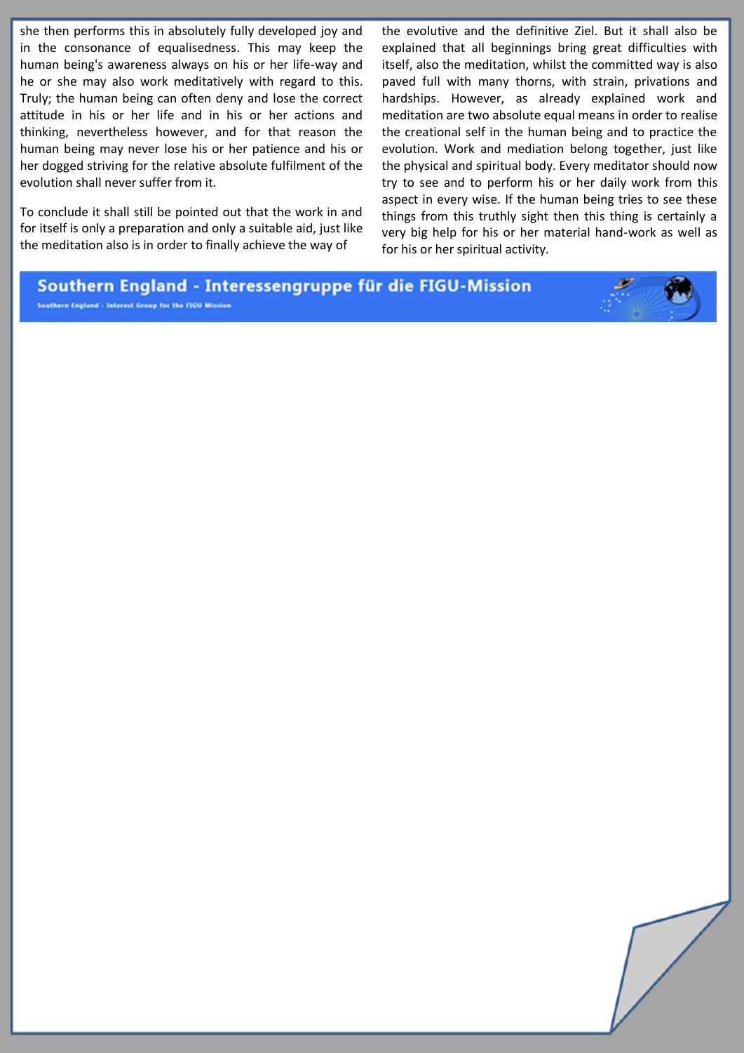she then performs this in absolutely fully developed joy and in the consonance of equalisedness. This may keep the human being's awareness always on his or her life-way and he or she may also work meditatively with regard to this. Truly; the human being can often deny and lose the correct attitude in his or her life and in his or her actions and thinking, nevertheless however, and for that reason the human being may never lose his or her patience and his or her dogged striving for the relative absolute fulfilment of the evolution shall never suffer from it.

To conclude it shall still be pointed out that the work in and for itself is only a preparation and only a suitable aid, just like the meditation also is in order to finally achieve the way of the evolutive and the definitive Ziel. But it shall also be explained that all beginnings bring great difficulties with itself, also the meditation, whilst the committed way is also paved full with many thorns, with strain, privations and hardships. However, as already explained work and meditation are two absolute equal means in order to realise the creational self in the human being and to practice the evolution. Work and mediation belong together, just like the physical and spiritual body. Every meditator should now try to see and to perform his or her daily work from this aspect in every wise. If the human being tries to see these things from this truthly sight then this thing is certainly a very big help for his or her material hand-work as well as for his or her spiritual activity.

**Southern England - Interessengruppe für die FIGU-Mission**

Southern England - Interest Group for the FIGU Mission